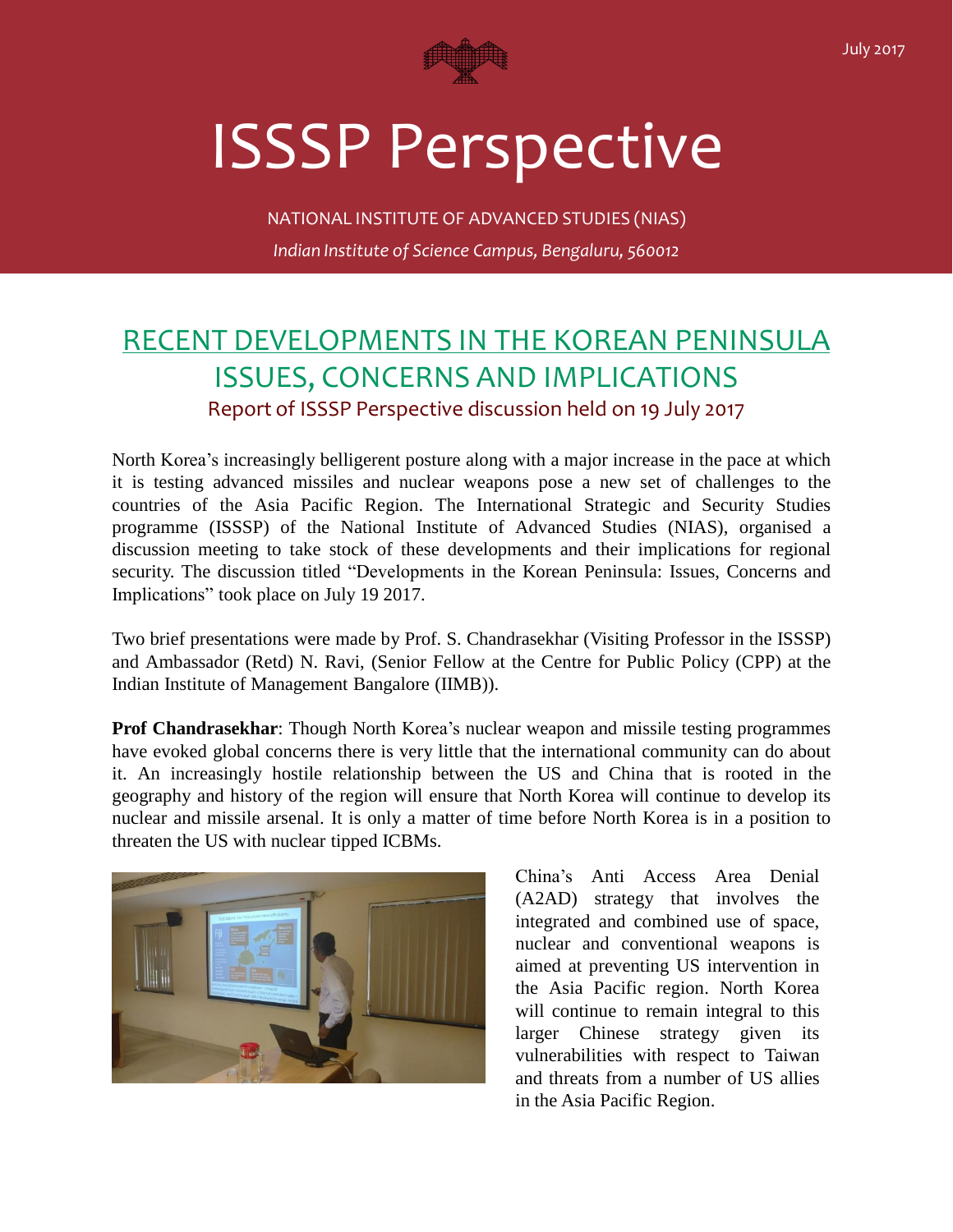# ISSSP Perspective

NATIONAL INSTITUTE OF ADVANCED STUDIES (NIAS)

*Indian Institute of Science Campus, Bengaluru, 560012*

July 2017

## RECENT DEVELOPMENTS IN THE KOREAN PENINSULA ISSUES, CONCERNS AND IMPLICATIONS

### Report of ISSSP Perspective discussion held on 19 July 2017

North Korea's increasingly belligerent posture along with a major increase in the pace at which it is testing advanced missiles and nuclear weapons pose a new set of challenges to the countries of the Asia Pacific Region. The International Strategic and Security Studies programme (ISSSP) of the National Institute of Advanced Studies (NIAS), organised a discussion meeting to take stock of these developments and their implications for regional security. The discussion titled "Developments in the Korean Peninsula: Issues, Concerns and Implications" took place on July 19 2017.

Two brief presentations were made by Prof. S. Chandrasekhar (Visiting Professor in the ISSSP) and Ambassador (Retd) N. Ravi, (Senior Fellow at the Centre for Public Policy (CPP) at the Indian Institute of Management Bangalore (IIMB)).

**Prof Chandrasekhar**: Though North Korea's nuclear weapon and missile testing programmes have evoked global concerns there is very little that the international community can do about it. An increasingly hostile relationship between the US and China that is rooted in the geography and history of the region will ensure that North Korea will continue to develop its nuclear and missile arsenal. It is only a matter of time before North Korea is in a position to threaten the US with nuclear tipped ICBMs.

China's Anti Access Area Denial (A2AD) strategy that involves the integrated and combined use of space, nuclear and conventional weapons is aimed at preventing US intervention in the Asia Pacific region. North Korea will continue to remain integral to this larger Chinese strategy given its vulnerabilities with respect to Taiwan and threats from a number of US allies in the Asia Pacific Region.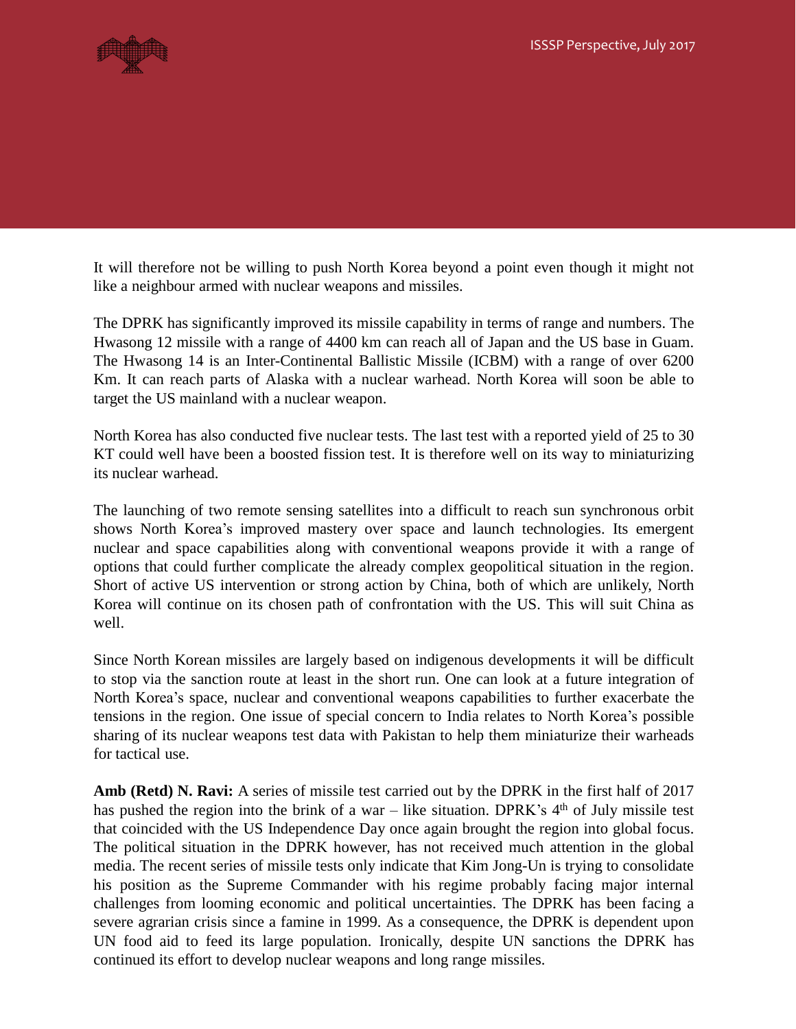It will therefore not be willing to push North Korea beyond a point even though it might not like a neighbour armed with nuclear weapons and missiles.

The DPRK has significantly improved its missile capability in terms of range and numbers. The Hwasong 12 missile with a range of 4400 km can reach all of Japan and the US base in Guam. The Hwasong 14 is an Inter-Continental Ballistic Missile (ICBM) with a range of over 6200 Km. It can reach parts of Alaska with a nuclear warhead. North Korea will soon be able to target the US mainland with a nuclear weapon.

North Korea has also conducted five nuclear tests. The last test with a reported yield of 25 to 30 KT could well have been a boosted fission test. It is therefore well on its way to miniaturizing its nuclear warhead.

The launching of two remote sensing satellites into a difficult to reach sun synchronous orbit shows North Korea's improved mastery over space and launch technologies. Its emergent nuclear and space capabilities along with conventional weapons provide it with a range of options that could further complicate the already complex geopolitical situation in the region. Short of active US intervention or strong action by China, both of which are unlikely, North Korea will continue on its chosen path of confrontation with the US. This will suit China as well.

Since North Korean missiles are largely based on indigenous developments it will be difficult to stop via the sanction route at least in the short run. One can look at a future integration of North Korea's space, nuclear and conventional weapons capabilities to further exacerbate the tensions in the region. One issue of special concern to India relates to North Korea's possible sharing of its nuclear weapons test data with Pakistan to help them miniaturize their warheads for tactical use.

**Amb (Retd) N. Ravi:** A series of missile test carried out by the DPRK in the first half of 2017 has pushed the region into the brink of a war – like situation. DPRK's 4th of July missile test that coincided with the US Independence Day once again brought the region into global focus. The political situation in the DPRK however, has not received much attention in the global media. The recent series of missile tests only indicate that Kim Jong-Un is trying to consolidate his position as the Supreme Commander with his regime probably facing major internal challenges from looming economic and political uncertainties. The DPRK has been facing a severe agrarian crisis since a famine in 1999. As a consequence, the DPRK is dependent upon UN food aid to feed its large population. Ironically, despite UN sanctions the DPRK has continued its effort to develop nuclear weapons and long range missiles.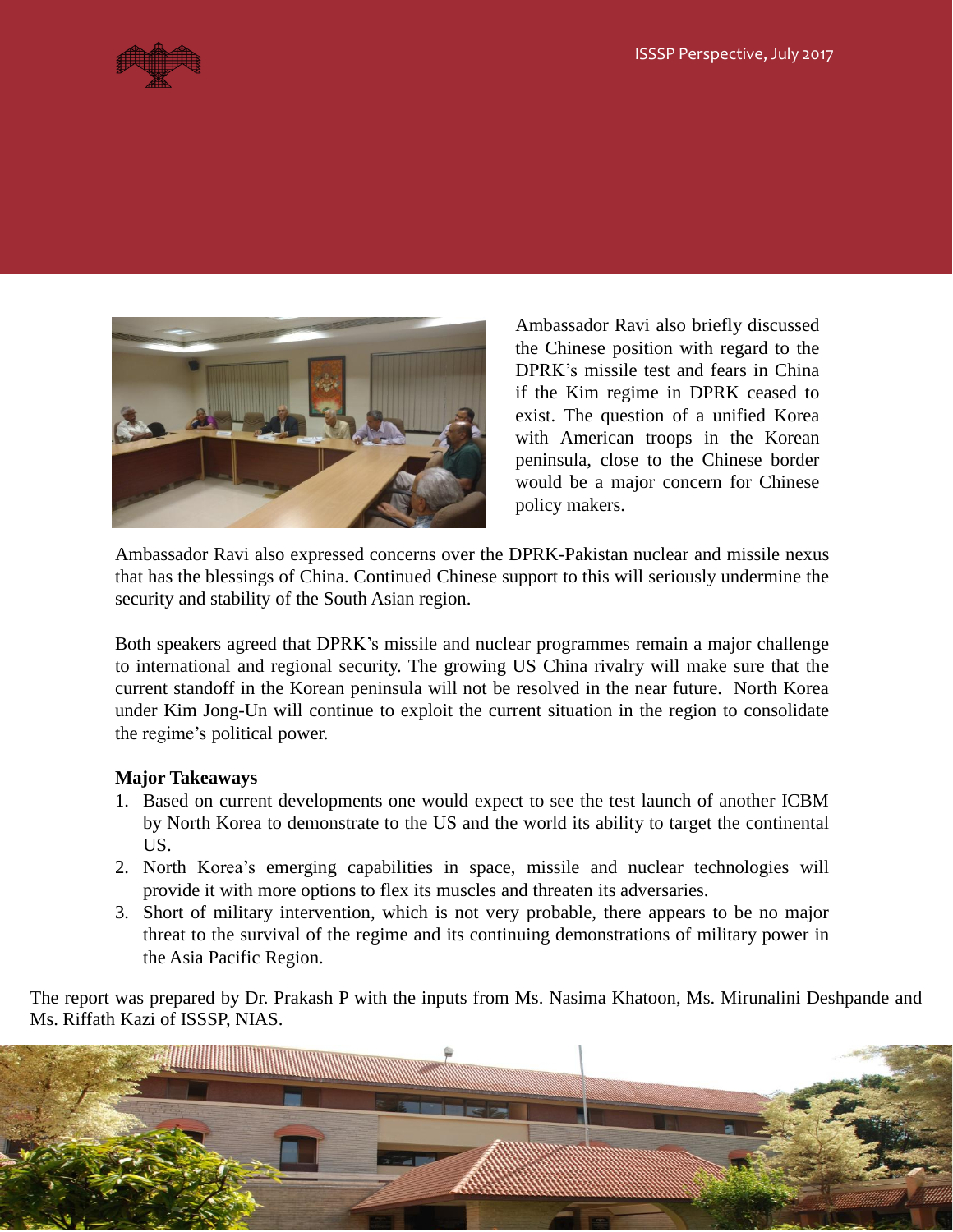Ambassador Ravi also briefly discussed the Chinese position with regard to the DPRK's missile test and fears in China if the Kim regime in DPRK ceased to exist. The question of a unified Korea with American troops in the Korean peninsula, close to the Chinese border would be a major concern for Chinese policy makers.

Ambassador Ravi also expressed concerns over the DPRK-Pakistan nuclear and missile nexus that has the blessings of China. Continued Chinese support to this will seriously undermine the security and stability of the South Asian region.

Both speakers agreed that DPRK's missile and nuclear programmes remain a major challenge to international and regional security. The growing US China rivalry will make sure that the current standoff in the Korean peninsula will not be resolved in the near future. North Korea under Kim Jong-Un will continue to exploit the current situation in the region to consolidate the regime's political power.

**Major Takeaways**

1. Based on current developments one would expect to see the test launch of another ICBM by North Korea to demonstrate to the US and the world its ability to target the continental US.
2. North Korea's emerging capabilities in space, missile and nuclear technologies will provide it with more options to flex its muscles and threaten its adversaries.
3. Short of military intervention, which is not very probable, there appears to be no major threat to the survival of the regime and its continuing demonstrations of military power in the Asia Pacific Region.

The report was prepared by Dr. Prakash P with the inputs from Ms. Nasima Khatoon, Ms. Mirunalini Deshpande and Ms. Riffath Kazi of ISSSP, NIAS.